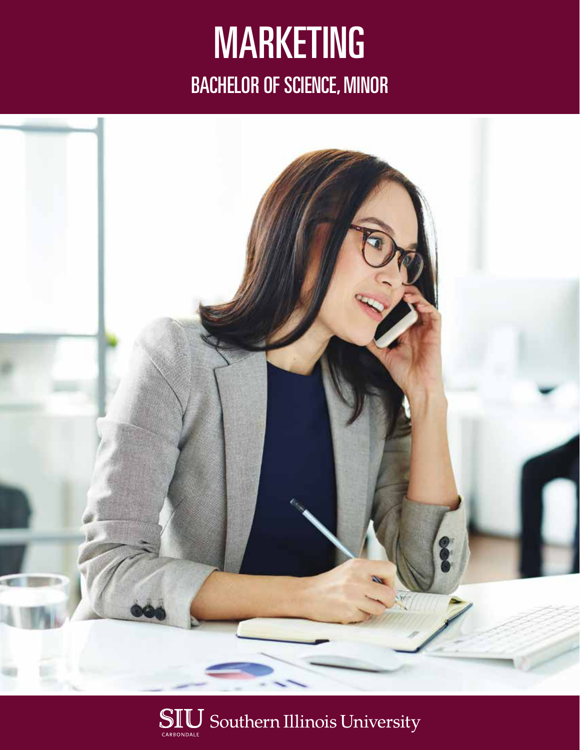# MARKETING

## BACHELOR OF SCIENCE, MINOR

SIU Southern Illinois University
CARBONDALE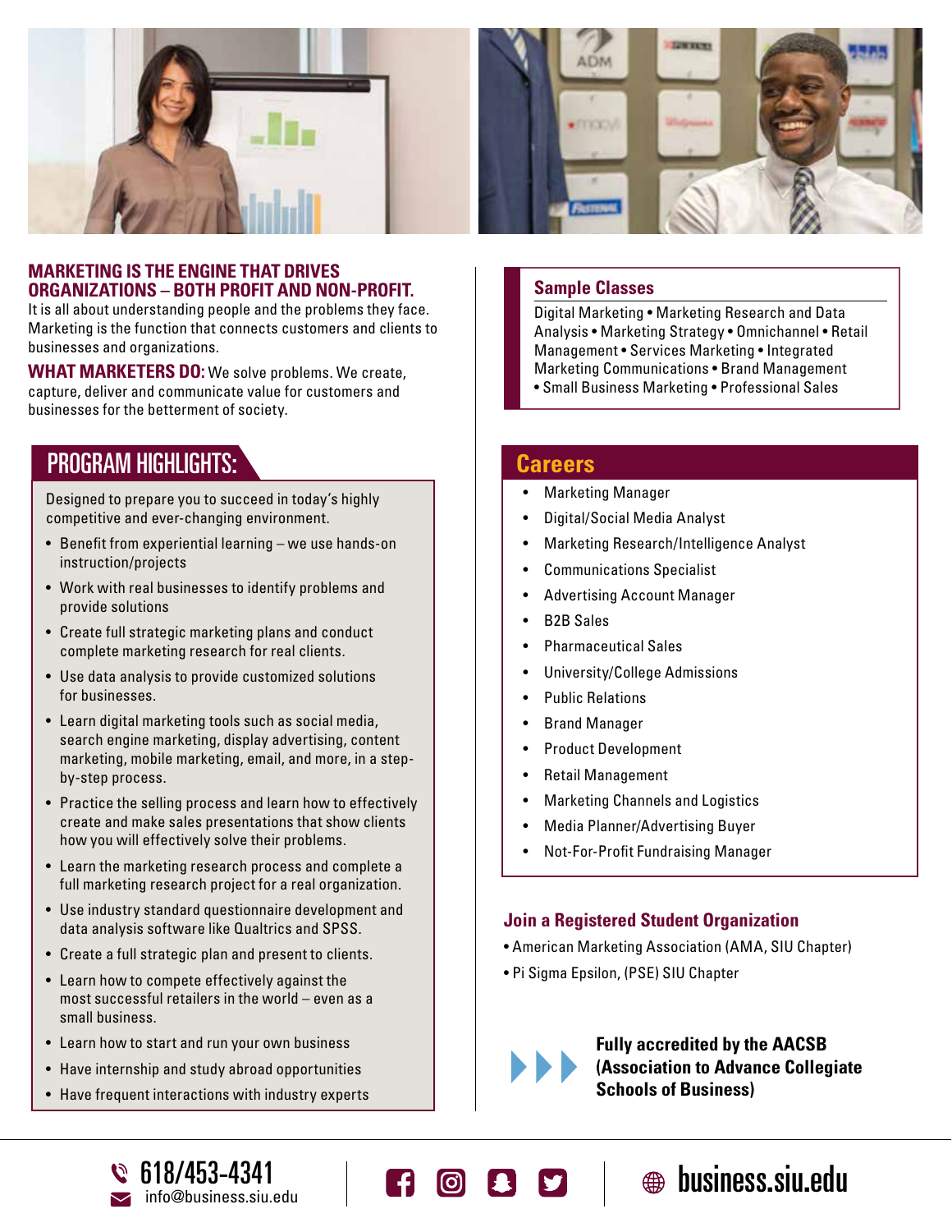## MARKETING IS THE ENGINE THAT DRIVES ORGANIZATIONS – BOTH PROFIT AND NON-PROFIT.

It is all about understanding people and the problems they face. Marketing is the function that connects customers and clients to businesses and organizations.

**WHAT MARKETERS DO:** We solve problems. We create, capture, deliver and communicate value for customers and businesses for the betterment of society.

## PROGRAM HIGHLIGHTS:

Designed to prepare you to succeed in today's highly competitive and ever-changing environment.

- Benefit from experiential learning – we use hands-on instruction/projects
- Work with real businesses to identify problems and provide solutions
- Create full strategic marketing plans and conduct complete marketing research for real clients.
- Use data analysis to provide customized solutions for businesses.
- Learn digital marketing tools such as social media, search engine marketing, display advertising, content marketing, mobile marketing, email, and more, in a step-by-step process.
- Practice the selling process and learn how to effectively create and make sales presentations that show clients how you will effectively solve their problems.
- Learn the marketing research process and complete a full marketing research project for a real organization.
- Use industry standard questionnaire development and data analysis software like Qualtrics and SPSS.
- Create a full strategic plan and present to clients.
- Learn how to compete effectively against the most successful retailers in the world – even as a small business.
- Learn how to start and run your own business
- Have internship and study abroad opportunities
- Have frequent interactions with industry experts

### Sample Classes

Digital Marketing • Marketing Research and Data Analysis • Marketing Strategy • Omnichannel • Retail Management • Services Marketing • Integrated Marketing Communications • Brand Management • Small Business Marketing • Professional Sales

## Careers

- Marketing Manager
- Digital/Social Media Analyst
- Marketing Research/Intelligence Analyst
- Communications Specialist
- Advertising Account Manager
- B2B Sales
- Pharmaceutical Sales
- University/College Admissions
- Public Relations
- Brand Manager
- Product Development
- Retail Management
- Marketing Channels and Logistics
- Media Planner/Advertising Buyer
- Not-For-Profit Fundraising Manager

### Join a Registered Student Organization

- American Marketing Association (AMA, SIU Chapter)
- Pi Sigma Epsilon, (PSE) SIU Chapter

**Fully accredited by the AACSB (Association to Advance Collegiate Schools of Business)**

618/453-4341
info@business.siu.edu

business.siu.edu